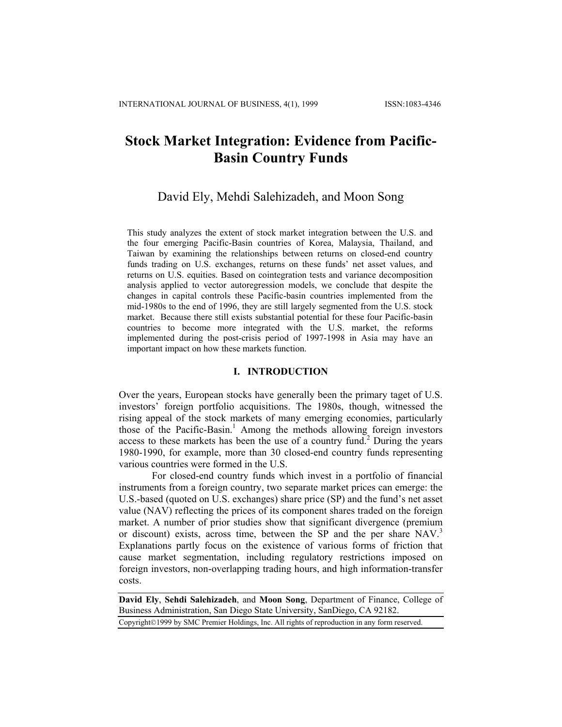# Stock Market Integration: Evidence from Pacific-Basin Country Funds

David Ely, Mehdi Salehizadeh, and Moon Song

This study analyzes the extent of stock market integration between the U.S. and the four emerging Pacific-Basin countries of Korea, Malaysia, Thailand, and Taiwan by examining the relationships between returns on closed-end country funds trading on U.S. exchanges, returns on these funds' net asset values, and returns on U.S. equities. Based on cointegration tests and variance decomposition analysis applied to vector autoregression models, we conclude that despite the changes in capital controls these Pacific-basin countries implemented from the mid-1980s to the end of 1996, they are still largely segmented from the U.S. stock market. Because there still exists substantial potential for these four Pacific-basin countries to become more integrated with the U.S. market, the reforms implemented during the post-crisis period of 1997-1998 in Asia may have an important impact on how these markets function.

## I. INTRODUCTION

Over the years, European stocks have generally been the primary taget of U.S. investors' foreign portfolio acquisitions. The 1980s, though, witnessed the rising appeal of the stock markets of many emerging economies, particularly those of the Pacific-Basin.[1] Among the methods allowing foreign investors access to these markets has been the use of a country fund.[2] During the years 1980-1990, for example, more than 30 closed-end country funds representing various countries were formed in the U.S.

For closed-end country funds which invest in a portfolio of financial instruments from a foreign country, two separate market prices can emerge: the U.S.-based (quoted on U.S. exchanges) share price (SP) and the fund's net asset value (NAV) reflecting the prices of its component shares traded on the foreign market. A number of prior studies show that significant divergence (premium or discount) exists, across time, between the SP and the per share NAV.[3] Explanations partly focus on the existence of various forms of friction that cause market segmentation, including regulatory restrictions imposed on foreign investors, non-overlapping trading hours, and high information-transfer costs.

**David Ely**, **Sehdi Salehizadeh**, and **Moon Song**, Department of Finance, College of Business Administration, San Diego State University, SanDiego, CA 92182.

Copyright©1999 by SMC Premier Holdings, Inc. All rights of reproduction in any form reserved.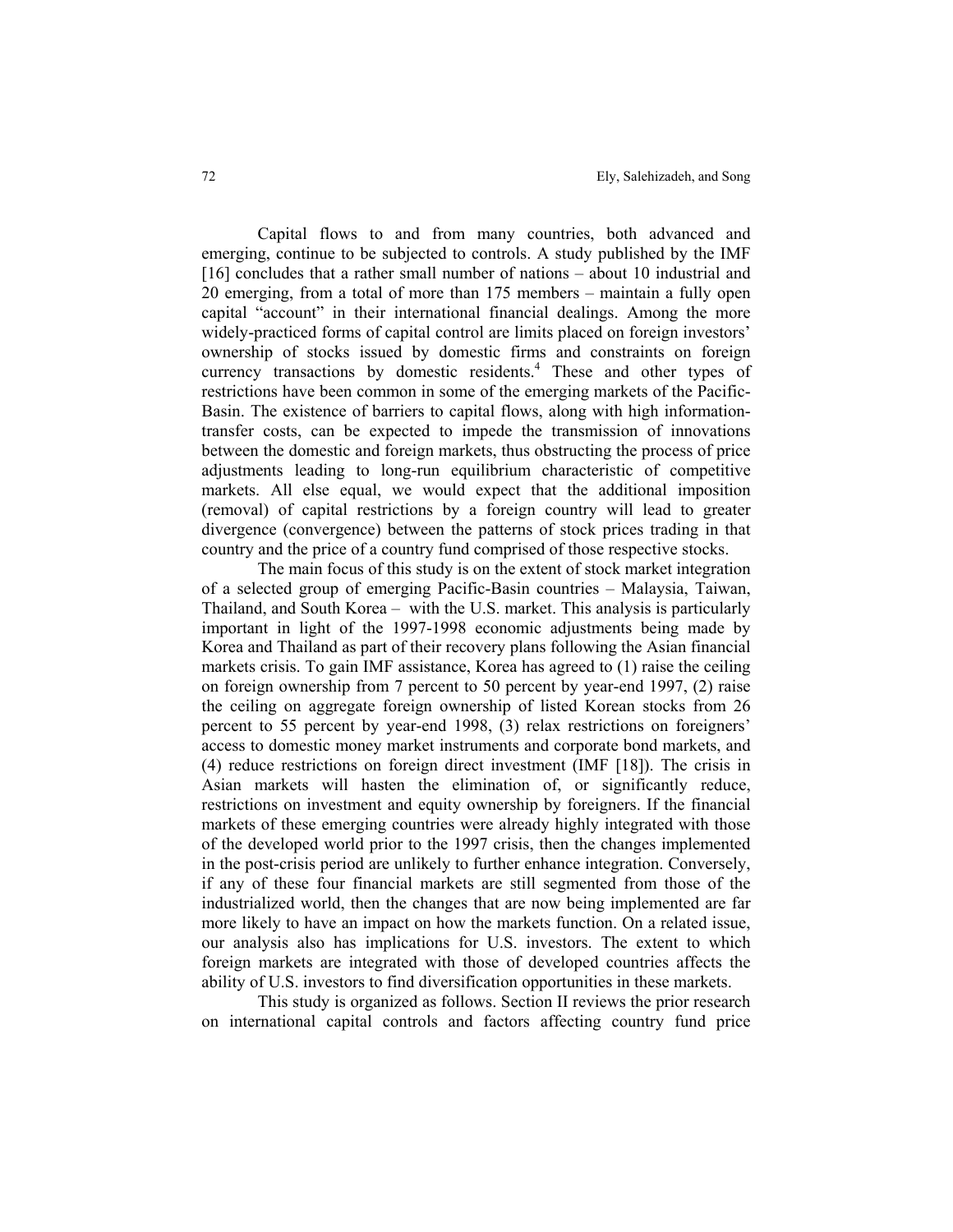Capital flows to and from many countries, both advanced and emerging, continue to be subjected to controls. A study published by the IMF [16] concludes that a rather small number of nations – about 10 industrial and 20 emerging, from a total of more than 175 members – maintain a fully open capital "account" in their international financial dealings. Among the more widely-practiced forms of capital control are limits placed on foreign investors' ownership of stocks issued by domestic firms and constraints on foreign currency transactions by domestic residents.[4] These and other types of restrictions have been common in some of the emerging markets of the Pacific-Basin. The existence of barriers to capital flows, along with high information-transfer costs, can be expected to impede the transmission of innovations between the domestic and foreign markets, thus obstructing the process of price adjustments leading to long-run equilibrium characteristic of competitive markets. All else equal, we would expect that the additional imposition (removal) of capital restrictions by a foreign country will lead to greater divergence (convergence) between the patterns of stock prices trading in that country and the price of a country fund comprised of those respective stocks.

The main focus of this study is on the extent of stock market integration of a selected group of emerging Pacific-Basin countries – Malaysia, Taiwan, Thailand, and South Korea – with the U.S. market. This analysis is particularly important in light of the 1997-1998 economic adjustments being made by Korea and Thailand as part of their recovery plans following the Asian financial markets crisis. To gain IMF assistance, Korea has agreed to (1) raise the ceiling on foreign ownership from 7 percent to 50 percent by year-end 1997, (2) raise the ceiling on aggregate foreign ownership of listed Korean stocks from 26 percent to 55 percent by year-end 1998, (3) relax restrictions on foreigners' access to domestic money market instruments and corporate bond markets, and (4) reduce restrictions on foreign direct investment (IMF [18]). The crisis in Asian markets will hasten the elimination of, or significantly reduce, restrictions on investment and equity ownership by foreigners. If the financial markets of these emerging countries were already highly integrated with those of the developed world prior to the 1997 crisis, then the changes implemented in the post-crisis period are unlikely to further enhance integration. Conversely, if any of these four financial markets are still segmented from those of the industrialized world, then the changes that are now being implemented are far more likely to have an impact on how the markets function. On a related issue, our analysis also has implications for U.S. investors. The extent to which foreign markets are integrated with those of developed countries affects the ability of U.S. investors to find diversification opportunities in these markets.

This study is organized as follows. Section II reviews the prior research on international capital controls and factors affecting country fund price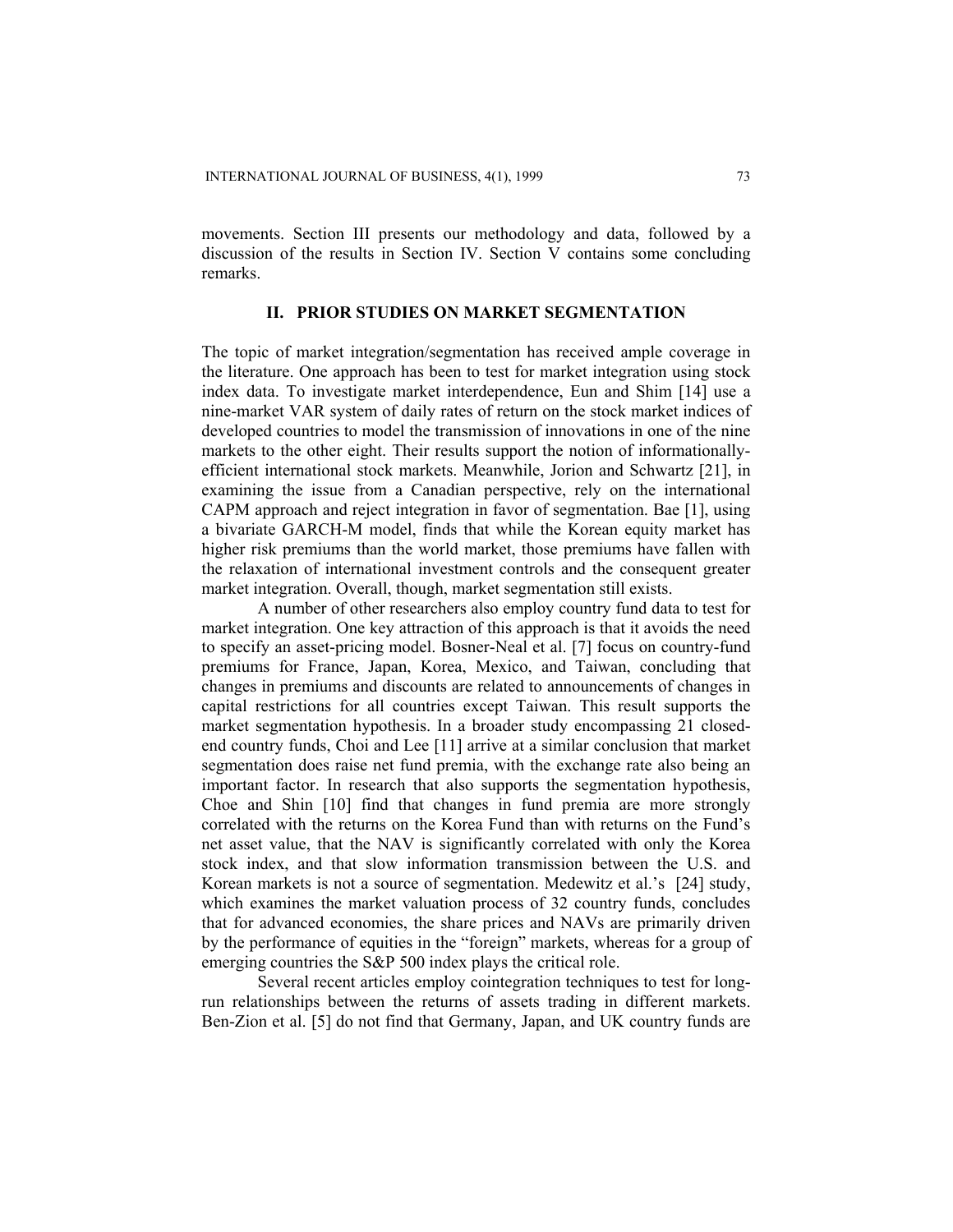movements. Section III presents our methodology and data, followed by a discussion of the results in Section IV. Section V contains some concluding remarks.

## II. PRIOR STUDIES ON MARKET SEGMENTATION

The topic of market integration/segmentation has received ample coverage in the literature. One approach has been to test for market integration using stock index data. To investigate market interdependence, Eun and Shim [14] use a nine-market VAR system of daily rates of return on the stock market indices of developed countries to model the transmission of innovations in one of the nine markets to the other eight. Their results support the notion of informationally-efficient international stock markets. Meanwhile, Jorion and Schwartz [21], in examining the issue from a Canadian perspective, rely on the international CAPM approach and reject integration in favor of segmentation. Bae [1], using a bivariate GARCH-M model, finds that while the Korean equity market has higher risk premiums than the world market, those premiums have fallen with the relaxation of international investment controls and the consequent greater market integration. Overall, though, market segmentation still exists.

A number of other researchers also employ country fund data to test for market integration. One key attraction of this approach is that it avoids the need to specify an asset-pricing model. Bosner-Neal et al. [7] focus on country-fund premiums for France, Japan, Korea, Mexico, and Taiwan, concluding that changes in premiums and discounts are related to announcements of changes in capital restrictions for all countries except Taiwan. This result supports the market segmentation hypothesis. In a broader study encompassing 21 closed-end country funds, Choi and Lee [11] arrive at a similar conclusion that market segmentation does raise net fund premia, with the exchange rate also being an important factor. In research that also supports the segmentation hypothesis, Choe and Shin [10] find that changes in fund premia are more strongly correlated with the returns on the Korea Fund than with returns on the Fund's net asset value, that the NAV is significantly correlated with only the Korea stock index, and that slow information transmission between the U.S. and Korean markets is not a source of segmentation. Medewitz et al.'s [24] study, which examines the market valuation process of 32 country funds, concludes that for advanced economies, the share prices and NAVs are primarily driven by the performance of equities in the "foreign" markets, whereas for a group of emerging countries the S&P 500 index plays the critical role.

Several recent articles employ cointegration techniques to test for long-run relationships between the returns of assets trading in different markets. Ben-Zion et al. [5] do not find that Germany, Japan, and UK country funds are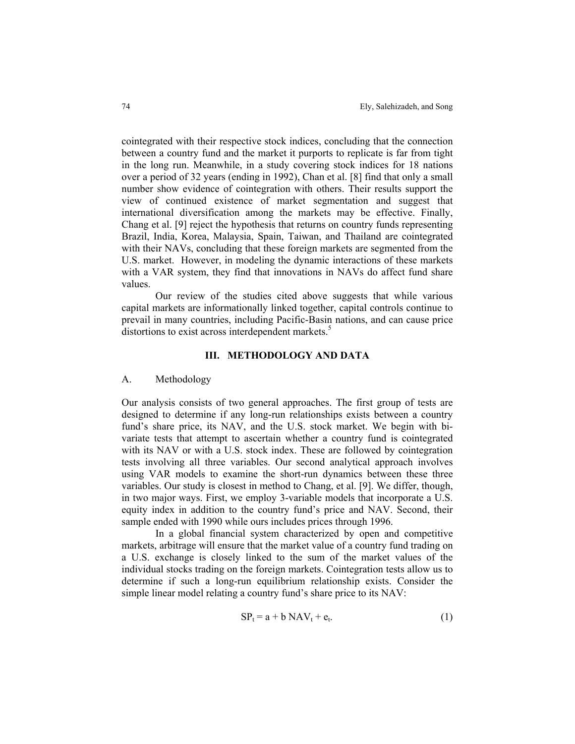cointegrated with their respective stock indices, concluding that the connection between a country fund and the market it purports to replicate is far from tight in the long run. Meanwhile, in a study covering stock indices for 18 nations over a period of 32 years (ending in 1992), Chan et al. [8] find that only a small number show evidence of cointegration with others. Their results support the view of continued existence of market segmentation and suggest that international diversification among the markets may be effective. Finally, Chang et al. [9] reject the hypothesis that returns on country funds representing Brazil, India, Korea, Malaysia, Spain, Taiwan, and Thailand are cointegrated with their NAVs, concluding that these foreign markets are segmented from the U.S. market. However, in modeling the dynamic interactions of these markets with a VAR system, they find that innovations in NAVs do affect fund share values.

Our review of the studies cited above suggests that while various capital markets are informationally linked together, capital controls continue to prevail in many countries, including Pacific-Basin nations, and can cause price distortions to exist across interdependent markets.[5]

## III. METHODOLOGY AND DATA

### A. Methodology

Our analysis consists of two general approaches. The first group of tests are designed to determine if any long-run relationships exists between a country fund's share price, its NAV, and the U.S. stock market. We begin with bi-variate tests that attempt to ascertain whether a country fund is cointegrated with its NAV or with a U.S. stock index. These are followed by cointegration tests involving all three variables. Our second analytical approach involves using VAR models to examine the short-run dynamics between these three variables. Our study is closest in method to Chang, et al. [9]. We differ, though, in two major ways. First, we employ 3-variable models that incorporate a U.S. equity index in addition to the country fund's price and NAV. Second, their sample ended with 1990 while ours includes prices through 1996.

In a global financial system characterized by open and competitive markets, arbitrage will ensure that the market value of a country fund trading on a U.S. exchange is closely linked to the sum of the market values of the individual stocks trading on the foreign markets. Cointegration tests allow us to determine if such a long-run equilibrium relationship exists. Consider the simple linear model relating a country fund's share price to its NAV:

$$SP_t = a + b\ NAV_t + e_t. \tag{1}$$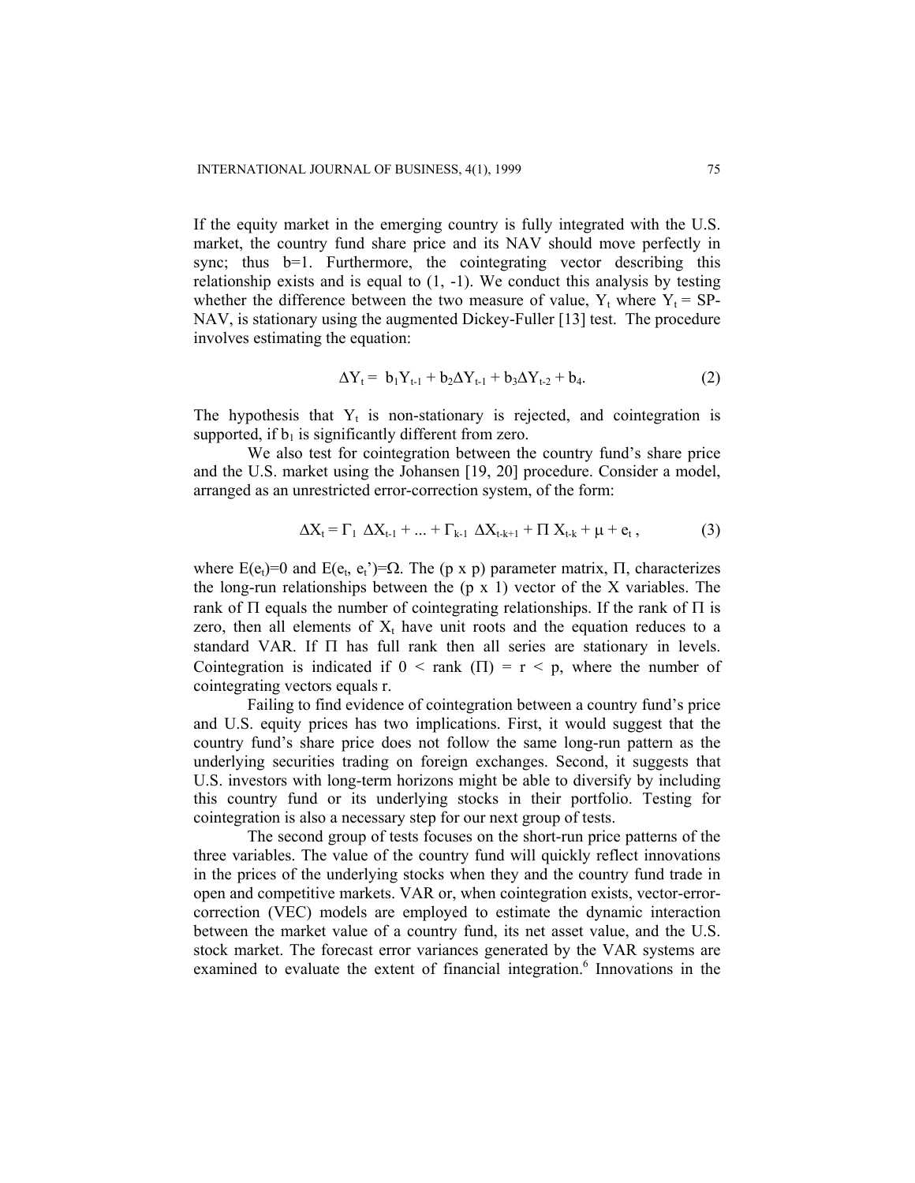If the equity market in the emerging country is fully integrated with the U.S. market, the country fund share price and its NAV should move perfectly in sync; thus b=1. Furthermore, the cointegrating vector describing this relationship exists and is equal to (1, -1). We conduct this analysis by testing whether the difference between the two measure of value, $Y_t$ where $Y_t$ = SP-NAV, is stationary using the augmented Dickey-Fuller [13] test. The procedure involves estimating the equation:

$$\Delta Y_t = b_1 Y_{t-1} + b_2 \Delta Y_{t-1} + b_3 \Delta Y_{t-2} + b_4. \tag{2}$$

The hypothesis that $Y_t$ is non-stationary is rejected, and cointegration is supported, if $b_1$ is significantly different from zero.

We also test for cointegration between the country fund's share price and the U.S. market using the Johansen [19, 20] procedure. Consider a model, arranged as an unrestricted error-correction system, of the form:

$$\Delta X_t = \Gamma_1 \Delta X_{t-1} + \ldots + \Gamma_{k-1} \Delta X_{t-k+1} + \Pi X_{t-k} + \mu + e_t, \tag{3}$$

where $E(e_t)=0$ and $E(e_t, e_t')=\Omega$. The (p x p) parameter matrix, $\Pi$, characterizes the long-run relationships between the (p x 1) vector of the X variables. The rank of $\Pi$ equals the number of cointegrating relationships. If the rank of $\Pi$ is zero, then all elements of $X_t$ have unit roots and the equation reduces to a standard VAR. If $\Pi$ has full rank then all series are stationary in levels. Cointegration is indicated if $0 < \text{rank}(\Pi) = r < p$, where the number of cointegrating vectors equals r.

Failing to find evidence of cointegration between a country fund's price and U.S. equity prices has two implications. First, it would suggest that the country fund's share price does not follow the same long-run pattern as the underlying securities trading on foreign exchanges. Second, it suggests that U.S. investors with long-term horizons might be able to diversify by including this country fund or its underlying stocks in their portfolio. Testing for cointegration is also a necessary step for our next group of tests.

The second group of tests focuses on the short-run price patterns of the three variables. The value of the country fund will quickly reflect innovations in the prices of the underlying stocks when they and the country fund trade in open and competitive markets. VAR or, when cointegration exists, vector-error-correction (VEC) models are employed to estimate the dynamic interaction between the market value of a country fund, its net asset value, and the U.S. stock market. The forecast error variances generated by the VAR systems are examined to evaluate the extent of financial integration.[6] Innovations in the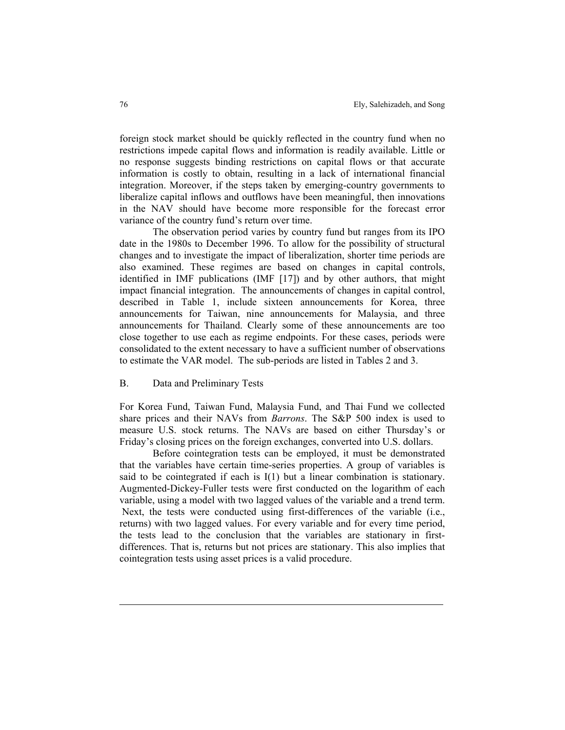foreign stock market should be quickly reflected in the country fund when no restrictions impede capital flows and information is readily available. Little or no response suggests binding restrictions on capital flows or that accurate information is costly to obtain, resulting in a lack of international financial integration. Moreover, if the steps taken by emerging-country governments to liberalize capital inflows and outflows have been meaningful, then innovations in the NAV should have become more responsible for the forecast error variance of the country fund's return over time.

The observation period varies by country fund but ranges from its IPO date in the 1980s to December 1996. To allow for the possibility of structural changes and to investigate the impact of liberalization, shorter time periods are also examined. These regimes are based on changes in capital controls, identified in IMF publications (IMF [17]) and by other authors, that might impact financial integration. The announcements of changes in capital control, described in Table 1, include sixteen announcements for Korea, three announcements for Taiwan, nine announcements for Malaysia, and three announcements for Thailand. Clearly some of these announcements are too close together to use each as regime endpoints. For these cases, periods were consolidated to the extent necessary to have a sufficient number of observations to estimate the VAR model. The sub-periods are listed in Tables 2 and 3.

### B. Data and Preliminary Tests

For Korea Fund, Taiwan Fund, Malaysia Fund, and Thai Fund we collected share prices and their NAVs from *Barrons*. The S&P 500 index is used to measure U.S. stock returns. The NAVs are based on either Thursday's or Friday's closing prices on the foreign exchanges, converted into U.S. dollars.

Before cointegration tests can be employed, it must be demonstrated that the variables have certain time-series properties. A group of variables is said to be cointegrated if each is I(1) but a linear combination is stationary. Augmented-Dickey-Fuller tests were first conducted on the logarithm of each variable, using a model with two lagged values of the variable and a trend term. Next, the tests were conducted using first-differences of the variable (i.e., returns) with two lagged values. For every variable and for every time period, the tests lead to the conclusion that the variables are stationary in first-differences. That is, returns but not prices are stationary. This also implies that cointegration tests using asset prices is a valid procedure.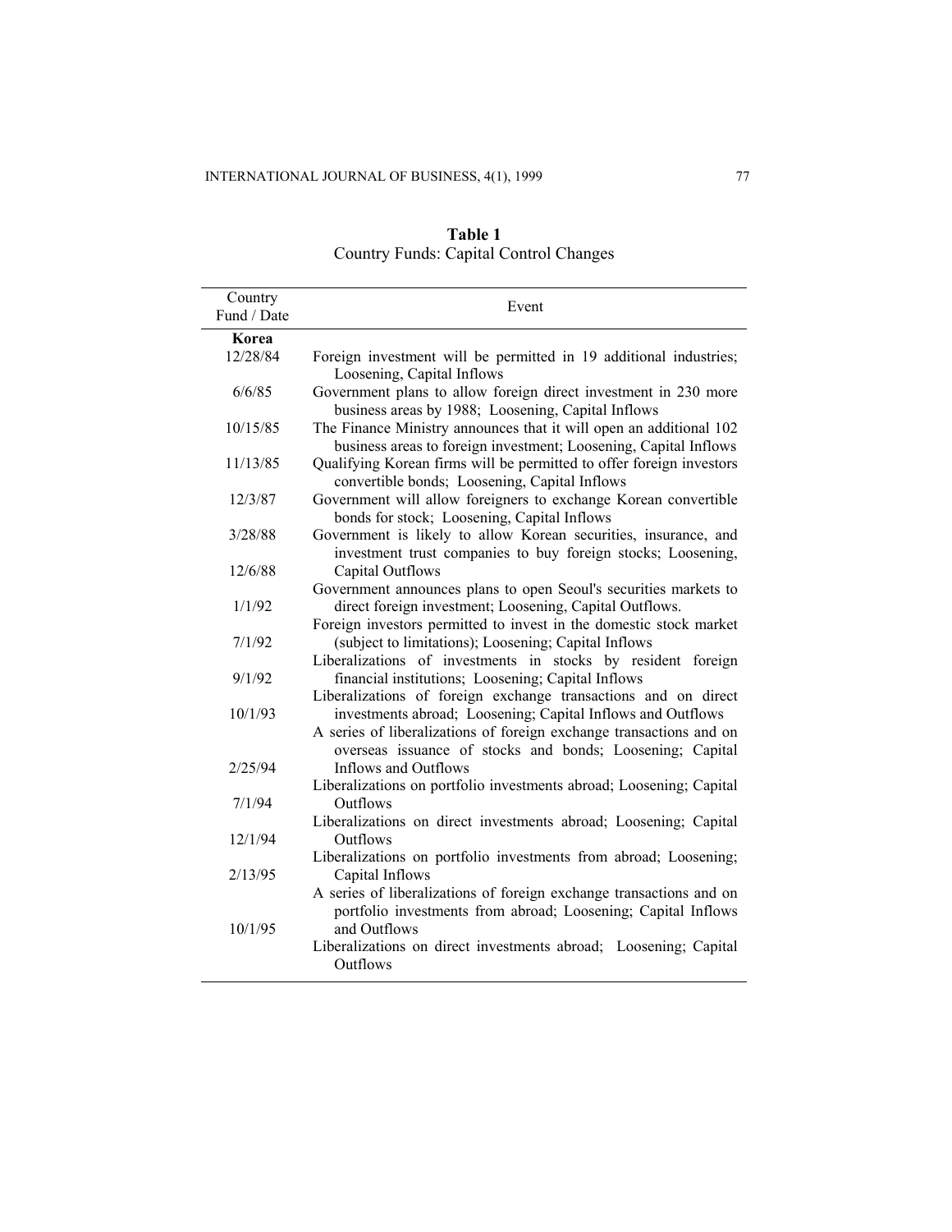**Table 1**
Country Funds: Capital Control Changes

| Country Fund / Date | Event |
|---|---|
| **Korea** | |
| 12/28/84 | Foreign investment will be permitted in 19 additional industries; Loosening, Capital Inflows |
| 6/6/85 | Government plans to allow foreign direct investment in 230 more business areas by 1988; Loosening, Capital Inflows |
| 10/15/85 | The Finance Ministry announces that it will open an additional 102 business areas to foreign investment; Loosening, Capital Inflows |
| 11/13/85 | Qualifying Korean firms will be permitted to offer foreign investors convertible bonds; Loosening, Capital Inflows |
| 12/3/87 | Government will allow foreigners to exchange Korean convertible bonds for stock; Loosening, Capital Inflows |
| 3/28/88 | Government is likely to allow Korean securities, insurance, and investment trust companies to buy foreign stocks; Loosening, Capital Outflows |
| 12/6/88 | Government announces plans to open Seoul's securities markets to direct foreign investment; Loosening, Capital Outflows. |
| 1/1/92 | Foreign investors permitted to invest in the domestic stock market (subject to limitations); Loosening; Capital Inflows |
| 7/1/92 | Liberalizations of investments in stocks by resident foreign financial institutions; Loosening; Capital Inflows |
| 9/1/92 | Liberalizations of foreign exchange transactions and on direct investments abroad; Loosening; Capital Inflows and Outflows |
| 10/1/93 | A series of liberalizations of foreign exchange transactions and on overseas issuance of stocks and bonds; Loosening; Capital Inflows and Outflows |
| 2/25/94 | Liberalizations on portfolio investments abroad; Loosening; Capital Outflows |
| 7/1/94 | Liberalizations on direct investments abroad; Loosening; Capital Outflows |
| 12/1/94 | Liberalizations on portfolio investments from abroad; Loosening; Capital Inflows |
| 2/13/95 | A series of liberalizations of foreign exchange transactions and on portfolio investments from abroad; Loosening; Capital Inflows and Outflows |
| 10/1/95 | Liberalizations on direct investments abroad; Loosening; Capital Outflows |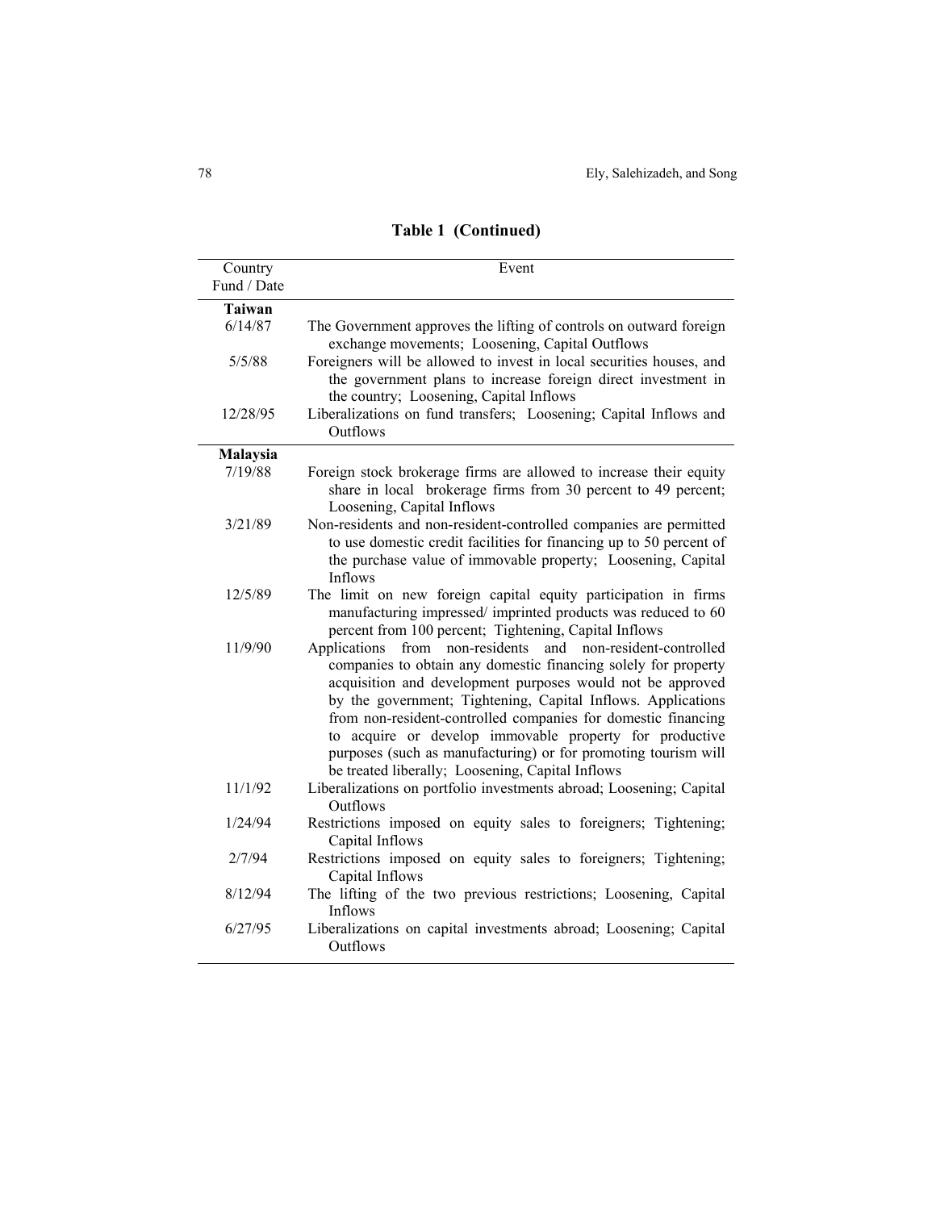**Table 1 (Continued)**

| Country Fund / Date | Event |
|---|---|
| **Taiwan** | |
| 6/14/87 | The Government approves the lifting of controls on outward foreign exchange movements; Loosening, Capital Outflows |
| 5/5/88 | Foreigners will be allowed to invest in local securities houses, and the government plans to increase foreign direct investment in the country; Loosening, Capital Inflows |
| 12/28/95 | Liberalizations on fund transfers; Loosening; Capital Inflows and Outflows |
| **Malaysia** | |
| 7/19/88 | Foreign stock brokerage firms are allowed to increase their equity share in local brokerage firms from 30 percent to 49 percent; Loosening, Capital Inflows |
| 3/21/89 | Non-residents and non-resident-controlled companies are permitted to use domestic credit facilities for financing up to 50 percent of the purchase value of immovable property; Loosening, Capital Inflows |
| 12/5/89 | The limit on new foreign capital equity participation in firms manufacturing impressed/ imprinted products was reduced to 60 percent from 100 percent; Tightening, Capital Inflows |
| 11/9/90 | Applications from non-residents and non-resident-controlled companies to obtain any domestic financing solely for property acquisition and development purposes would not be approved by the government; Tightening, Capital Inflows. Applications from non-resident-controlled companies for domestic financing to acquire or develop immovable property for productive purposes (such as manufacturing) or for promoting tourism will be treated liberally; Loosening, Capital Inflows |
| 11/1/92 | Liberalizations on portfolio investments abroad; Loosening; Capital Outflows |
| 1/24/94 | Restrictions imposed on equity sales to foreigners; Tightening; Capital Inflows |
| 2/7/94 | Restrictions imposed on equity sales to foreigners; Tightening; Capital Inflows |
| 8/12/94 | The lifting of the two previous restrictions; Loosening, Capital Inflows |
| 6/27/95 | Liberalizations on capital investments abroad; Loosening; Capital Outflows |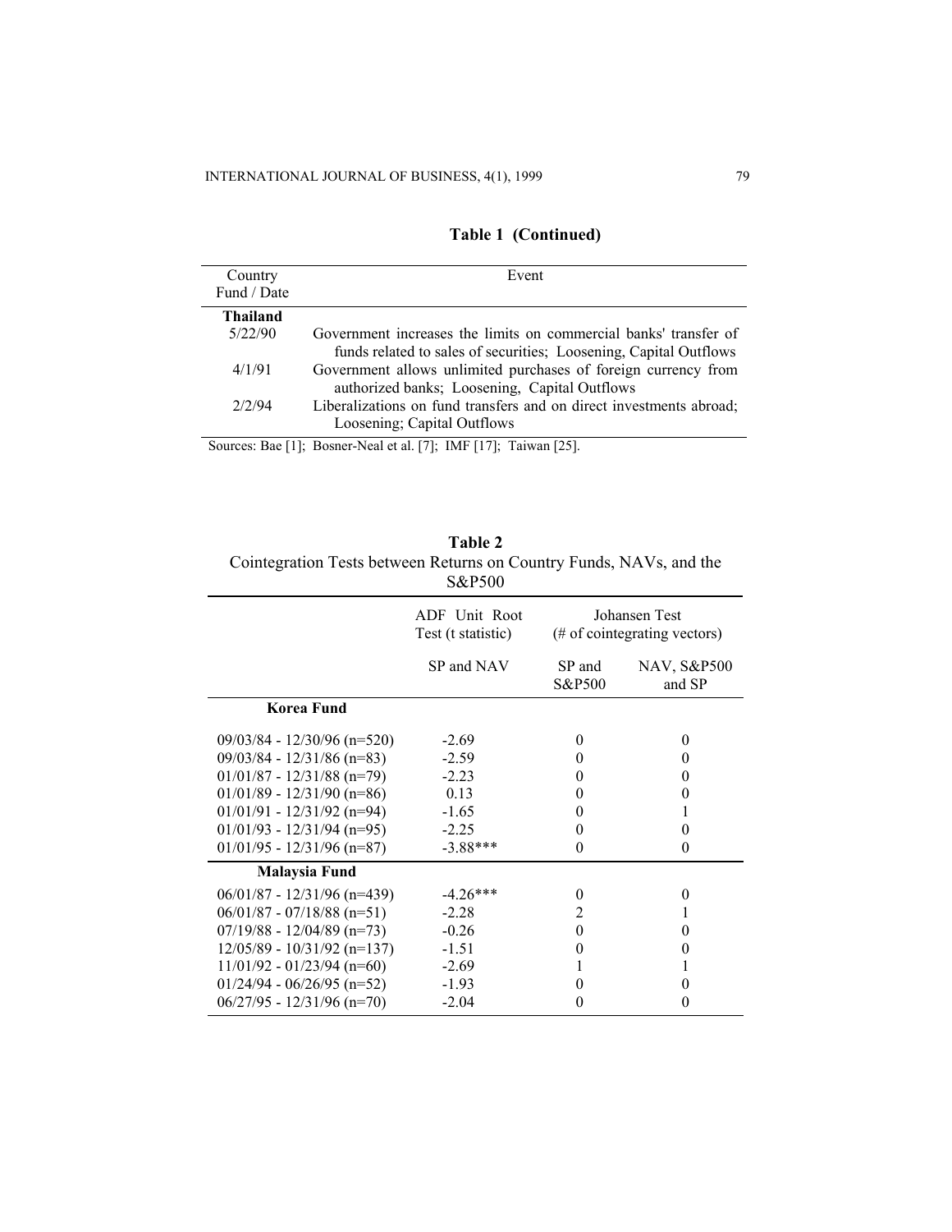**Table 1 (Continued)**

| Country Fund / Date | Event |
|---|---|
| **Thailand** | |
| 5/22/90 | Government increases the limits on commercial banks' transfer of funds related to sales of securities; Loosening, Capital Outflows |
| 4/1/91 | Government allows unlimited purchases of foreign currency from authorized banks; Loosening, Capital Outflows |
| 2/2/94 | Liberalizations on fund transfers and on direct investments abroad; Loosening; Capital Outflows |

Sources: Bae [1]; Bosner-Neal et al. [7]; IMF [17]; Taiwan [25].

**Table 2**
Cointegration Tests between Returns on Country Funds, NAVs, and the S&P500

| | ADF Unit Root Test (t statistic) | Johansen Test (# of cointegrating vectors) | |
|---|---|---|---|
| | SP and NAV | SP and S&P500 | NAV, S&P500 and SP |
| **Korea Fund** | | | |
| 09/03/84 - 12/30/96 (n=520) | -2.69 | 0 | 0 |
| 09/03/84 - 12/31/86 (n=83) | -2.59 | 0 | 0 |
| 01/01/87 - 12/31/88 (n=79) | -2.23 | 0 | 0 |
| 01/01/89 - 12/31/90 (n=86) | 0.13 | 0 | 0 |
| 01/01/91 - 12/31/92 (n=94) | -1.65 | 0 | 1 |
| 01/01/93 - 12/31/94 (n=95) | -2.25 | 0 | 0 |
| 01/01/95 - 12/31/96 (n=87) | -3.88*** | 0 | 0 |
| **Malaysia Fund** | | | |
| 06/01/87 - 12/31/96 (n=439) | -4.26*** | 0 | 0 |
| 06/01/87 - 07/18/88 (n=51) | -2.28 | 2 | 1 |
| 07/19/88 - 12/04/89 (n=73) | -0.26 | 0 | 0 |
| 12/05/89 - 10/31/92 (n=137) | -1.51 | 0 | 0 |
| 11/01/92 - 01/23/94 (n=60) | -2.69 | 1 | 1 |
| 01/24/94 - 06/26/95 (n=52) | -1.93 | 0 | 0 |
| 06/27/95 - 12/31/96 (n=70) | -2.04 | 0 | 0 |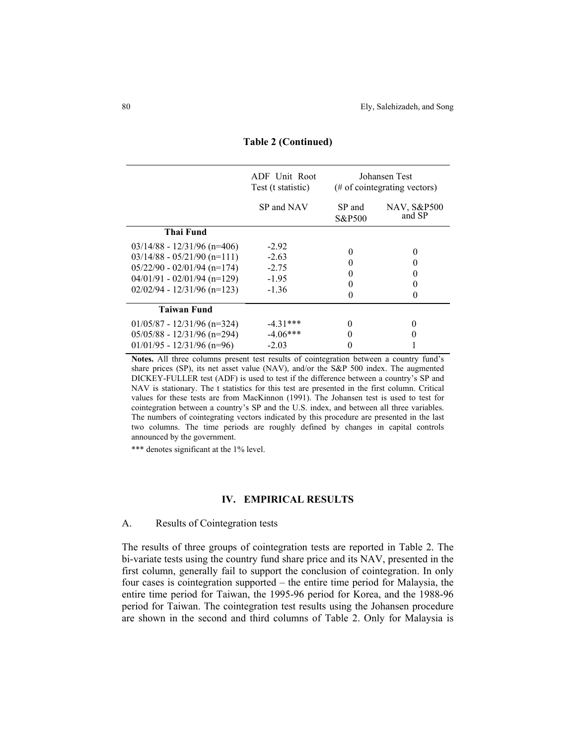**Table 2 (Continued)**

| | ADF Unit Root Test (t statistic) | Johansen Test (# of cointegrating vectors) | |
|---|---|---|---|
| | SP and NAV | SP and S&P500 | NAV, S&P500 and SP |
| **Thai Fund** | | | |
| 03/14/88 - 12/31/96 (n=406) | -2.92 | 0 | 0 |
| 03/14/88 - 05/21/90 (n=111) | -2.63 | 0 | 0 |
| 05/22/90 - 02/01/94 (n=174) | -2.75 | 0 | 0 |
| 04/01/91 - 02/01/94 (n=129) | -1.95 | 0 | 0 |
| 02/02/94 - 12/31/96 (n=123) | -1.36 | 0 | 0 |
| **Taiwan Fund** | | | |
| 01/05/87 - 12/31/96 (n=324) | -4.31*** | 0 | 0 |
| 05/05/88 - 12/31/96 (n=294) | -4.06*** | 0 | 0 |
| 01/01/95 - 12/31/96 (n=96) | -2.03 | 0 | 1 |

**Notes.** All three columns present test results of cointegration between a country fund's share prices (SP), its net asset value (NAV), and/or the S&P 500 index. The augmented DICKEY-FULLER test (ADF) is used to test if the difference between a country's SP and NAV is stationary. The t statistics for this test are presented in the first column. Critical values for these tests are from MacKinnon (1991). The Johansen test is used to test for cointegration between a country's SP and the U.S. index, and between all three variables. The numbers of cointegrating vectors indicated by this procedure are presented in the last two columns. The time periods are roughly defined by changes in capital controls announced by the government.

*** denotes significant at the 1% level.

## IV. EMPIRICAL RESULTS

### A. Results of Cointegration tests

The results of three groups of cointegration tests are reported in Table 2. The bi-variate tests using the country fund share price and its NAV, presented in the first column, generally fail to support the conclusion of cointegration. In only four cases is cointegration supported – the entire time period for Malaysia, the entire time period for Taiwan, the 1995-96 period for Korea, and the 1988-96 period for Taiwan. The cointegration test results using the Johansen procedure are shown in the second and third columns of Table 2. Only for Malaysia is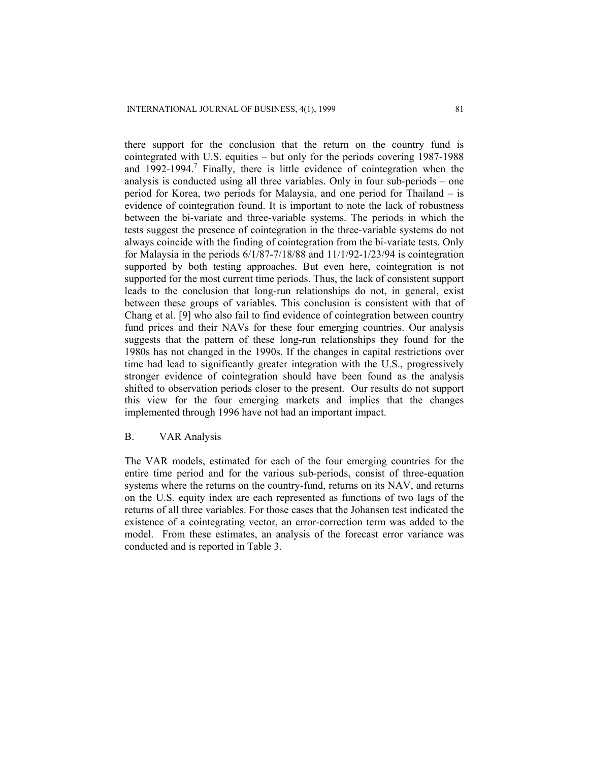there support for the conclusion that the return on the country fund is cointegrated with U.S. equities – but only for the periods covering 1987-1988 and 1992-1994.[7] Finally, there is little evidence of cointegration when the analysis is conducted using all three variables. Only in four sub-periods – one period for Korea, two periods for Malaysia, and one period for Thailand – is evidence of cointegration found. It is important to note the lack of robustness between the bi-variate and three-variable systems. The periods in which the tests suggest the presence of cointegration in the three-variable systems do not always coincide with the finding of cointegration from the bi-variate tests. Only for Malaysia in the periods 6/1/87-7/18/88 and 11/1/92-1/23/94 is cointegration supported by both testing approaches. But even here, cointegration is not supported for the most current time periods. Thus, the lack of consistent support leads to the conclusion that long-run relationships do not, in general, exist between these groups of variables. This conclusion is consistent with that of Chang et al. [9] who also fail to find evidence of cointegration between country fund prices and their NAVs for these four emerging countries. Our analysis suggests that the pattern of these long-run relationships they found for the 1980s has not changed in the 1990s. If the changes in capital restrictions over time had lead to significantly greater integration with the U.S., progressively stronger evidence of cointegration should have been found as the analysis shifted to observation periods closer to the present. Our results do not support this view for the four emerging markets and implies that the changes implemented through 1996 have not had an important impact.

## B. VAR Analysis

The VAR models, estimated for each of the four emerging countries for the entire time period and for the various sub-periods, consist of three-equation systems where the returns on the country-fund, returns on its NAV, and returns on the U.S. equity index are each represented as functions of two lags of the returns of all three variables. For those cases that the Johansen test indicated the existence of a cointegrating vector, an error-correction term was added to the model. From these estimates, an analysis of the forecast error variance was conducted and is reported in Table 3.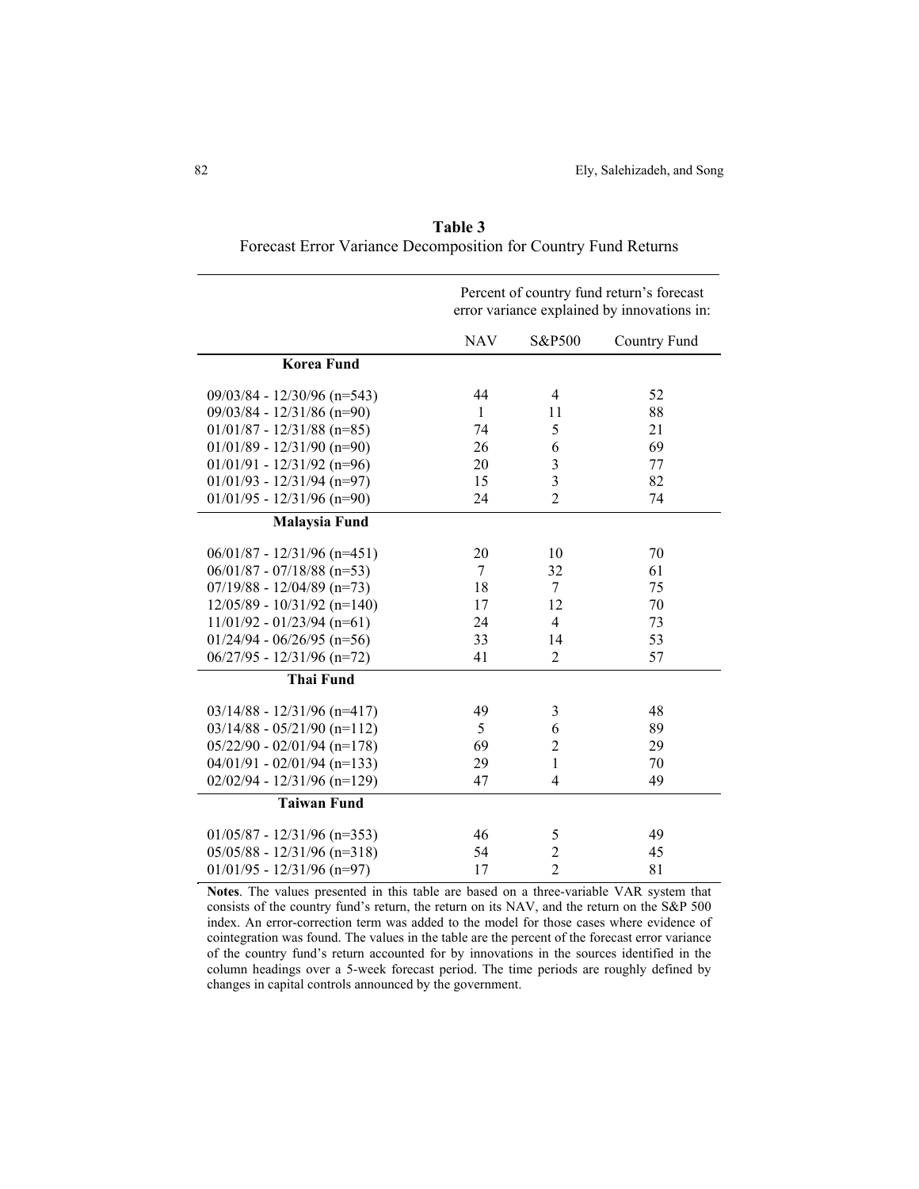**Table 3**
Forecast Error Variance Decomposition for Country Fund Returns

| | Percent of country fund return's forecast error variance explained by innovations in: | | |
|---|---|---|---|
| | NAV | S&P500 | Country Fund |
| **Korea Fund** | | | |
| 09/03/84 - 12/30/96 (n=543) | 44 | 4 | 52 |
| 09/03/84 - 12/31/86 (n=90) | 1 | 11 | 88 |
| 01/01/87 - 12/31/88 (n=85) | 74 | 5 | 21 |
| 01/01/89 - 12/31/90 (n=90) | 26 | 6 | 69 |
| 01/01/91 - 12/31/92 (n=96) | 20 | 3 | 77 |
| 01/01/93 - 12/31/94 (n=97) | 15 | 3 | 82 |
| 01/01/95 - 12/31/96 (n=90) | 24 | 2 | 74 |
| **Malaysia Fund** | | | |
| 06/01/87 - 12/31/96 (n=451) | 20 | 10 | 70 |
| 06/01/87 - 07/18/88 (n=53) | 7 | 32 | 61 |
| 07/19/88 - 12/04/89 (n=73) | 18 | 7 | 75 |
| 12/05/89 - 10/31/92 (n=140) | 17 | 12 | 70 |
| 11/01/92 - 01/23/94 (n=61) | 24 | 4 | 73 |
| 01/24/94 - 06/26/95 (n=56) | 33 | 14 | 53 |
| 06/27/95 - 12/31/96 (n=72) | 41 | 2 | 57 |
| **Thai Fund** | | | |
| 03/14/88 - 12/31/96 (n=417) | 49 | 3 | 48 |
| 03/14/88 - 05/21/90 (n=112) | 5 | 6 | 89 |
| 05/22/90 - 02/01/94 (n=178) | 69 | 2 | 29 |
| 04/01/91 - 02/01/94 (n=133) | 29 | 1 | 70 |
| 02/02/94 - 12/31/96 (n=129) | 47 | 4 | 49 |
| **Taiwan Fund** | | | |
| 01/05/87 - 12/31/96 (n=353) | 46 | 5 | 49 |
| 05/05/88 - 12/31/96 (n=318) | 54 | 2 | 45 |
| 01/01/95 - 12/31/96 (n=97) | 17 | 2 | 81 |

**Notes**. The values presented in this table are based on a three-variable VAR system that consists of the country fund's return, the return on its NAV, and the return on the S&P 500 index. An error-correction term was added to the model for those cases where evidence of cointegration was found. The values in the table are the percent of the forecast error variance of the country fund's return accounted for by innovations in the sources identified in the column headings over a 5-week forecast period. The time periods are roughly defined by changes in capital controls announced by the government.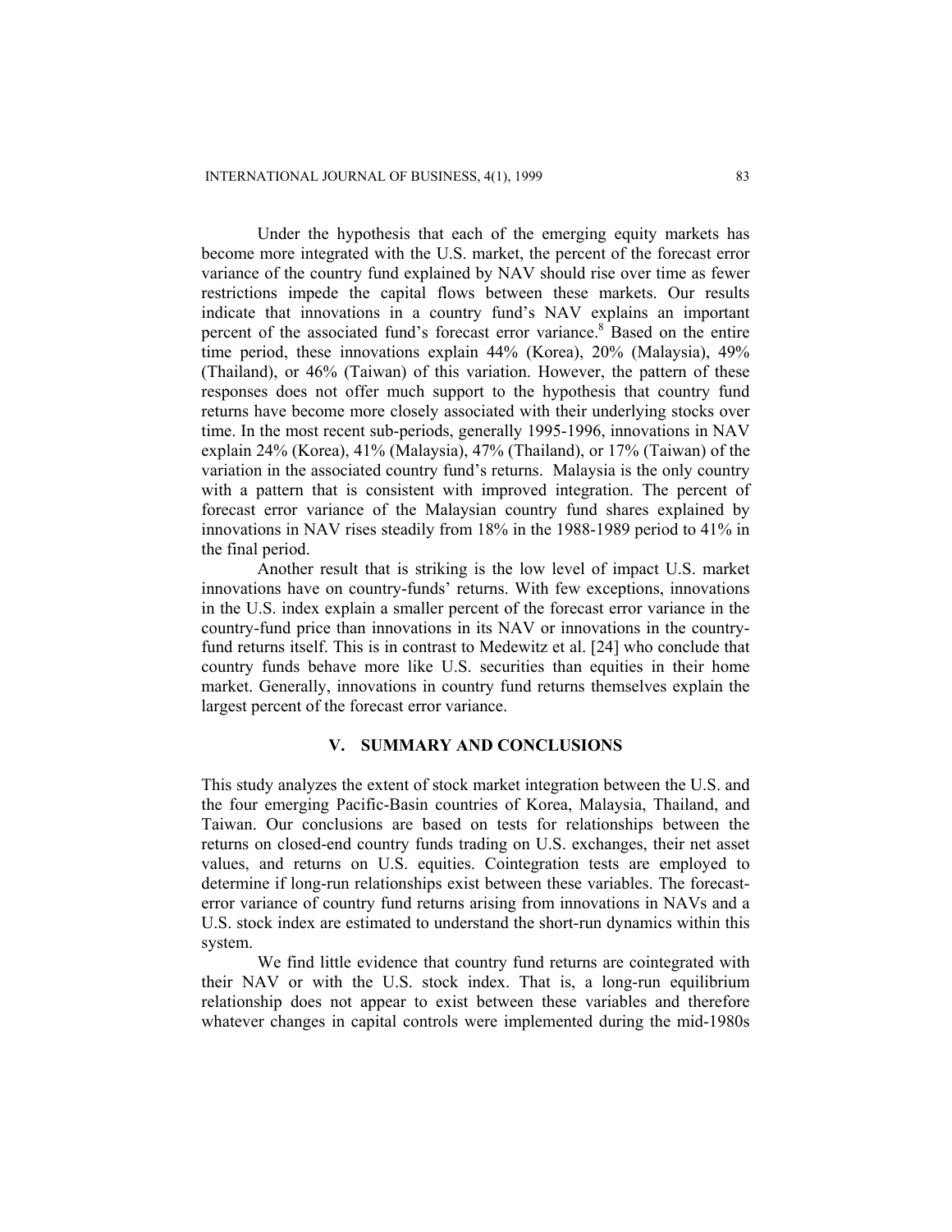Under the hypothesis that each of the emerging equity markets has become more integrated with the U.S. market, the percent of the forecast error variance of the country fund explained by NAV should rise over time as fewer restrictions impede the capital flows between these markets. Our results indicate that innovations in a country fund's NAV explains an important percent of the associated fund's forecast error variance.[8] Based on the entire time period, these innovations explain 44% (Korea), 20% (Malaysia), 49% (Thailand), or 46% (Taiwan) of this variation. However, the pattern of these responses does not offer much support to the hypothesis that country fund returns have become more closely associated with their underlying stocks over time. In the most recent sub-periods, generally 1995-1996, innovations in NAV explain 24% (Korea), 41% (Malaysia), 47% (Thailand), or 17% (Taiwan) of the variation in the associated country fund's returns. Malaysia is the only country with a pattern that is consistent with improved integration. The percent of forecast error variance of the Malaysian country fund shares explained by innovations in NAV rises steadily from 18% in the 1988-1989 period to 41% in the final period.

Another result that is striking is the low level of impact U.S. market innovations have on country-funds' returns. With few exceptions, innovations in the U.S. index explain a smaller percent of the forecast error variance in the country-fund price than innovations in its NAV or innovations in the country-fund returns itself. This is in contrast to Medewitz et al. [24] who conclude that country funds behave more like U.S. securities than equities in their home market. Generally, innovations in country fund returns themselves explain the largest percent of the forecast error variance.

## V. SUMMARY AND CONCLUSIONS

This study analyzes the extent of stock market integration between the U.S. and the four emerging Pacific-Basin countries of Korea, Malaysia, Thailand, and Taiwan. Our conclusions are based on tests for relationships between the returns on closed-end country funds trading on U.S. exchanges, their net asset values, and returns on U.S. equities. Cointegration tests are employed to determine if long-run relationships exist between these variables. The forecast-error variance of country fund returns arising from innovations in NAVs and a U.S. stock index are estimated to understand the short-run dynamics within this system.

We find little evidence that country fund returns are cointegrated with their NAV or with the U.S. stock index. That is, a long-run equilibrium relationship does not appear to exist between these variables and therefore whatever changes in capital controls were implemented during the mid-1980s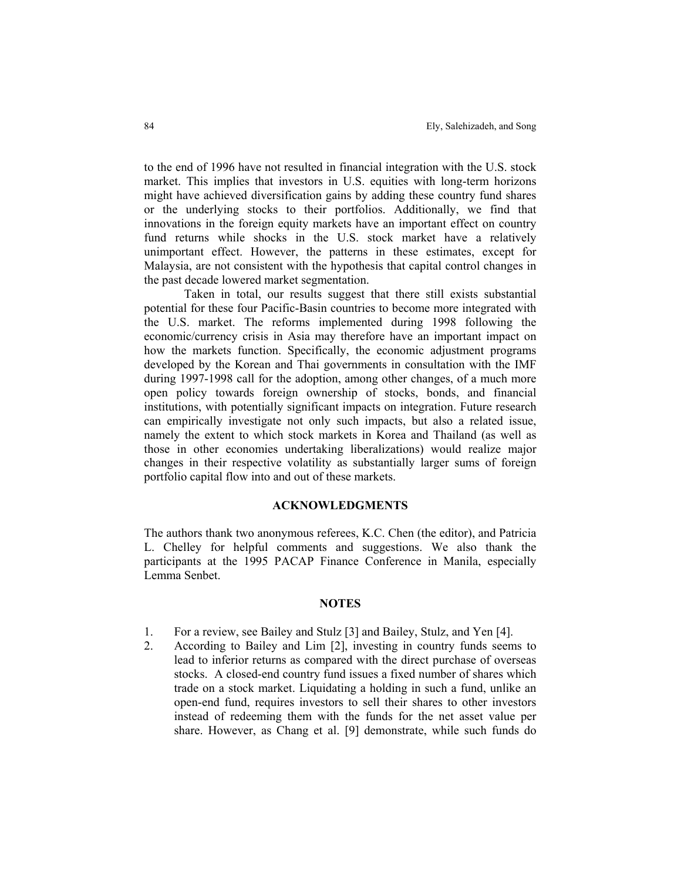to the end of 1996 have not resulted in financial integration with the U.S. stock market. This implies that investors in U.S. equities with long-term horizons might have achieved diversification gains by adding these country fund shares or the underlying stocks to their portfolios. Additionally, we find that innovations in the foreign equity markets have an important effect on country fund returns while shocks in the U.S. stock market have a relatively unimportant effect. However, the patterns in these estimates, except for Malaysia, are not consistent with the hypothesis that capital control changes in the past decade lowered market segmentation.

Taken in total, our results suggest that there still exists substantial potential for these four Pacific-Basin countries to become more integrated with the U.S. market. The reforms implemented during 1998 following the economic/currency crisis in Asia may therefore have an important impact on how the markets function. Specifically, the economic adjustment programs developed by the Korean and Thai governments in consultation with the IMF during 1997-1998 call for the adoption, among other changes, of a much more open policy towards foreign ownership of stocks, bonds, and financial institutions, with potentially significant impacts on integration. Future research can empirically investigate not only such impacts, but also a related issue, namely the extent to which stock markets in Korea and Thailand (as well as those in other economies undertaking liberalizations) would realize major changes in their respective volatility as substantially larger sums of foreign portfolio capital flow into and out of these markets.

## ACKNOWLEDGMENTS

The authors thank two anonymous referees, K.C. Chen (the editor), and Patricia L. Chelley for helpful comments and suggestions. We also thank the participants at the 1995 PACAP Finance Conference in Manila, especially Lemma Senbet.

## NOTES

1. For a review, see Bailey and Stulz [3] and Bailey, Stulz, and Yen [4].
2. According to Bailey and Lim [2], investing in country funds seems to lead to inferior returns as compared with the direct purchase of overseas stocks. A closed-end country fund issues a fixed number of shares which trade on a stock market. Liquidating a holding in such a fund, unlike an open-end fund, requires investors to sell their shares to other investors instead of redeeming them with the funds for the net asset value per share. However, as Chang et al. [9] demonstrate, while such funds do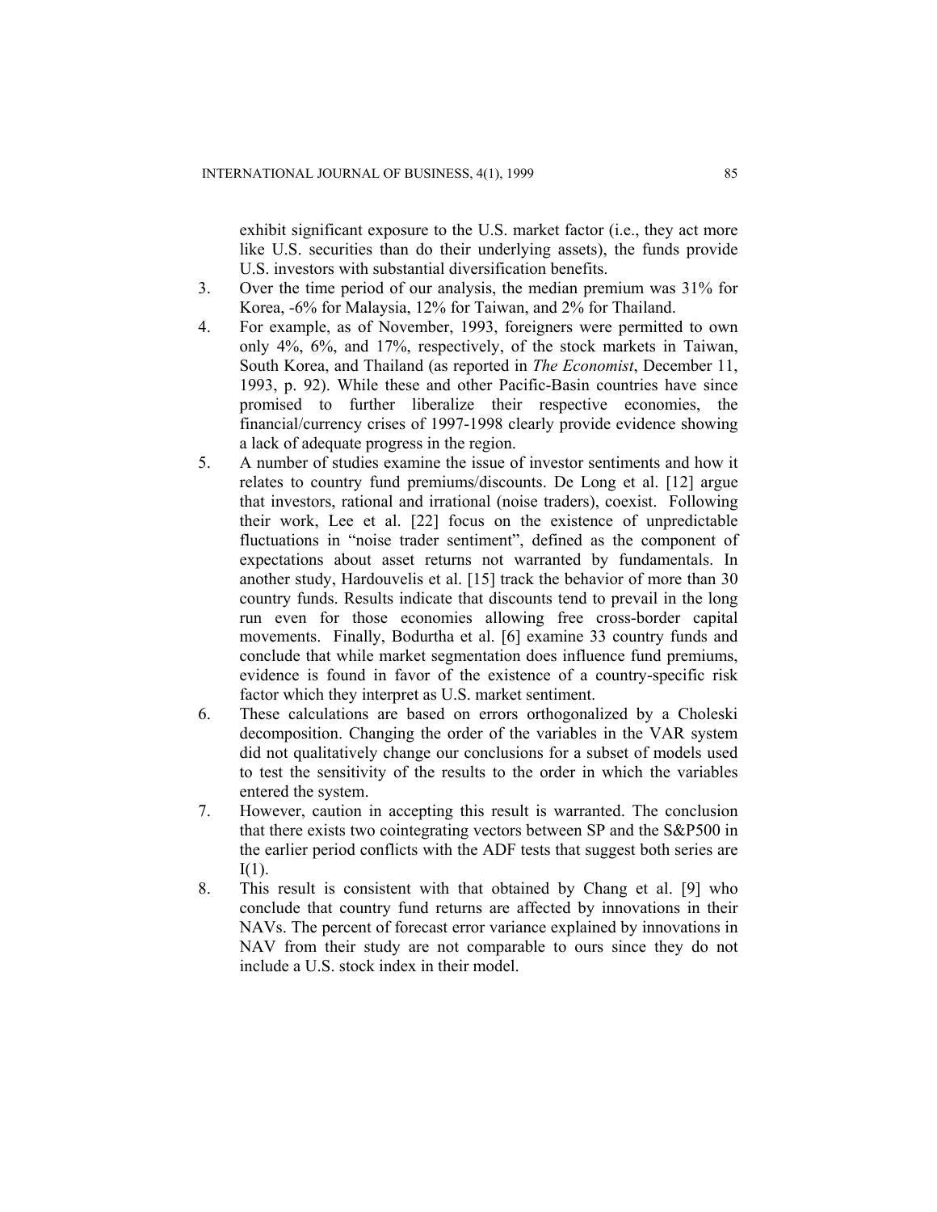exhibit significant exposure to the U.S. market factor (i.e., they act more like U.S. securities than do their underlying assets), the funds provide U.S. investors with substantial diversification benefits.

3. Over the time period of our analysis, the median premium was 31% for Korea, -6% for Malaysia, 12% for Taiwan, and 2% for Thailand.
4. For example, as of November, 1993, foreigners were permitted to own only 4%, 6%, and 17%, respectively, of the stock markets in Taiwan, South Korea, and Thailand (as reported in *The Economist*, December 11, 1993, p. 92). While these and other Pacific-Basin countries have since promised to further liberalize their respective economies, the financial/currency crises of 1997-1998 clearly provide evidence showing a lack of adequate progress in the region.
5. A number of studies examine the issue of investor sentiments and how it relates to country fund premiums/discounts. De Long et al. [12] argue that investors, rational and irrational (noise traders), coexist. Following their work, Lee et al. [22] focus on the existence of unpredictable fluctuations in "noise trader sentiment", defined as the component of expectations about asset returns not warranted by fundamentals. In another study, Hardouvelis et al. [15] track the behavior of more than 30 country funds. Results indicate that discounts tend to prevail in the long run even for those economies allowing free cross-border capital movements. Finally, Bodurtha et al. [6] examine 33 country funds and conclude that while market segmentation does influence fund premiums, evidence is found in favor of the existence of a country-specific risk factor which they interpret as U.S. market sentiment.
6. These calculations are based on errors orthogonalized by a Choleski decomposition. Changing the order of the variables in the VAR system did not qualitatively change our conclusions for a subset of models used to test the sensitivity of the results to the order in which the variables entered the system.
7. However, caution in accepting this result is warranted. The conclusion that there exists two cointegrating vectors between SP and the S&P500 in the earlier period conflicts with the ADF tests that suggest both series are I(1).
8. This result is consistent with that obtained by Chang et al. [9] who conclude that country fund returns are affected by innovations in their NAVs. The percent of forecast error variance explained by innovations in NAV from their study are not comparable to ours since they do not include a U.S. stock index in their model.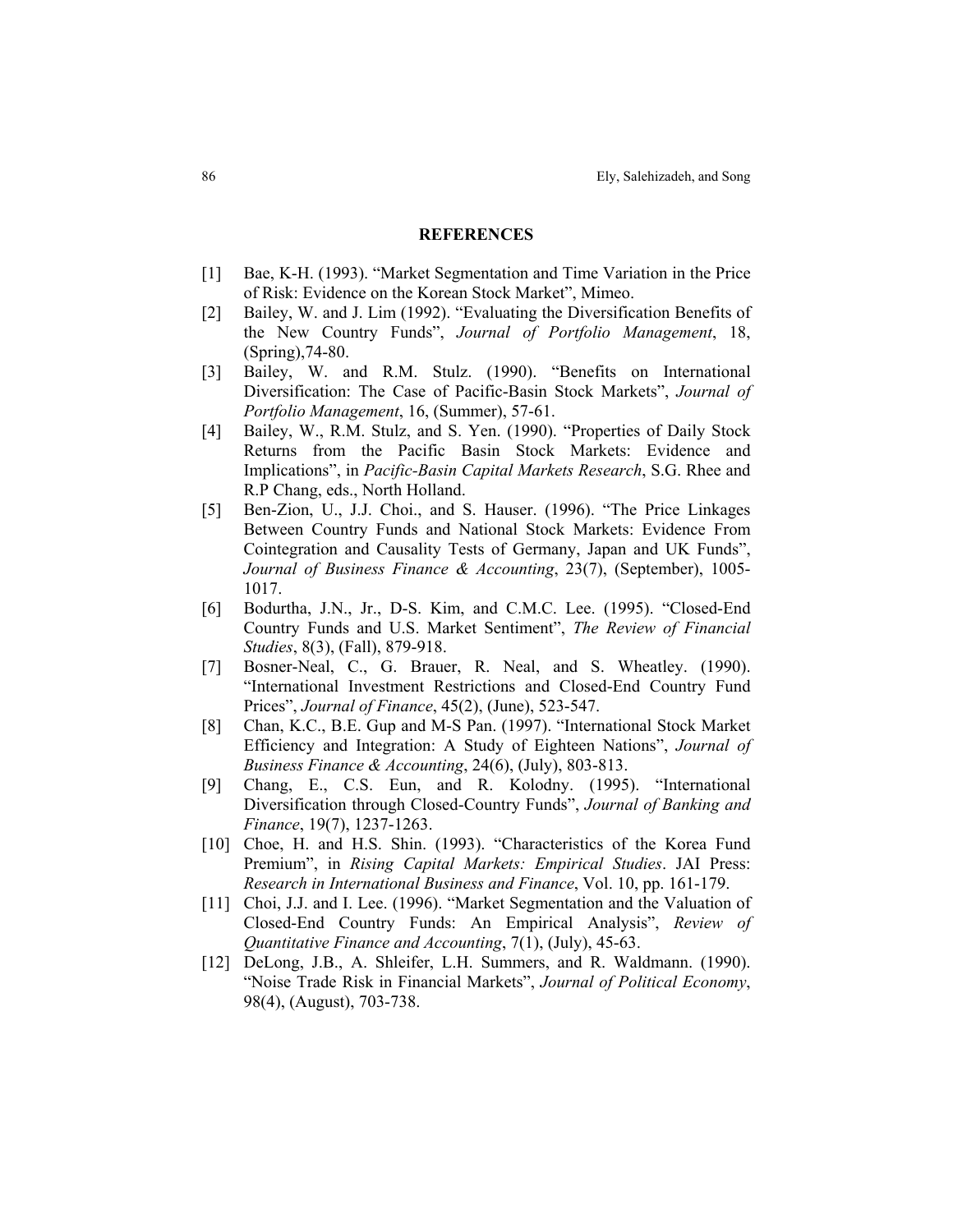## REFERENCES

[1] Bae, K-H. (1993). "Market Segmentation and Time Variation in the Price of Risk: Evidence on the Korean Stock Market", Mimeo.

[2] Bailey, W. and J. Lim (1992). "Evaluating the Diversification Benefits of the New Country Funds", *Journal of Portfolio Management*, 18, (Spring),74-80.

[3] Bailey, W. and R.M. Stulz. (1990). "Benefits on International Diversification: The Case of Pacific-Basin Stock Markets", *Journal of Portfolio Management*, 16, (Summer), 57-61.

[4] Bailey, W., R.M. Stulz, and S. Yen. (1990). "Properties of Daily Stock Returns from the Pacific Basin Stock Markets: Evidence and Implications", in *Pacific-Basin Capital Markets Research*, S.G. Rhee and R.P Chang, eds., North Holland.

[5] Ben-Zion, U., J.J. Choi., and S. Hauser. (1996). "The Price Linkages Between Country Funds and National Stock Markets: Evidence From Cointegration and Causality Tests of Germany, Japan and UK Funds", *Journal of Business Finance & Accounting*, 23(7), (September), 1005-1017.

[6] Bodurtha, J.N., Jr., D-S. Kim, and C.M.C. Lee. (1995). "Closed-End Country Funds and U.S. Market Sentiment", *The Review of Financial Studies*, 8(3), (Fall), 879-918.

[7] Bosner-Neal, C., G. Brauer, R. Neal, and S. Wheatley. (1990). "International Investment Restrictions and Closed-End Country Fund Prices", *Journal of Finance*, 45(2), (June), 523-547.

[8] Chan, K.C., B.E. Gup and M-S Pan. (1997). "International Stock Market Efficiency and Integration: A Study of Eighteen Nations", *Journal of Business Finance & Accounting*, 24(6), (July), 803-813.

[9] Chang, E., C.S. Eun, and R. Kolodny. (1995). "International Diversification through Closed-Country Funds", *Journal of Banking and Finance*, 19(7), 1237-1263.

[10] Choe, H. and H.S. Shin. (1993). "Characteristics of the Korea Fund Premium", in *Rising Capital Markets: Empirical Studies*. JAI Press: *Research in International Business and Finance*, Vol. 10, pp. 161-179.

[11] Choi, J.J. and I. Lee. (1996). "Market Segmentation and the Valuation of Closed-End Country Funds: An Empirical Analysis", *Review of Quantitative Finance and Accounting*, 7(1), (July), 45-63.

[12] DeLong, J.B., A. Shleifer, L.H. Summers, and R. Waldmann. (1990). "Noise Trade Risk in Financial Markets", *Journal of Political Economy*, 98(4), (August), 703-738.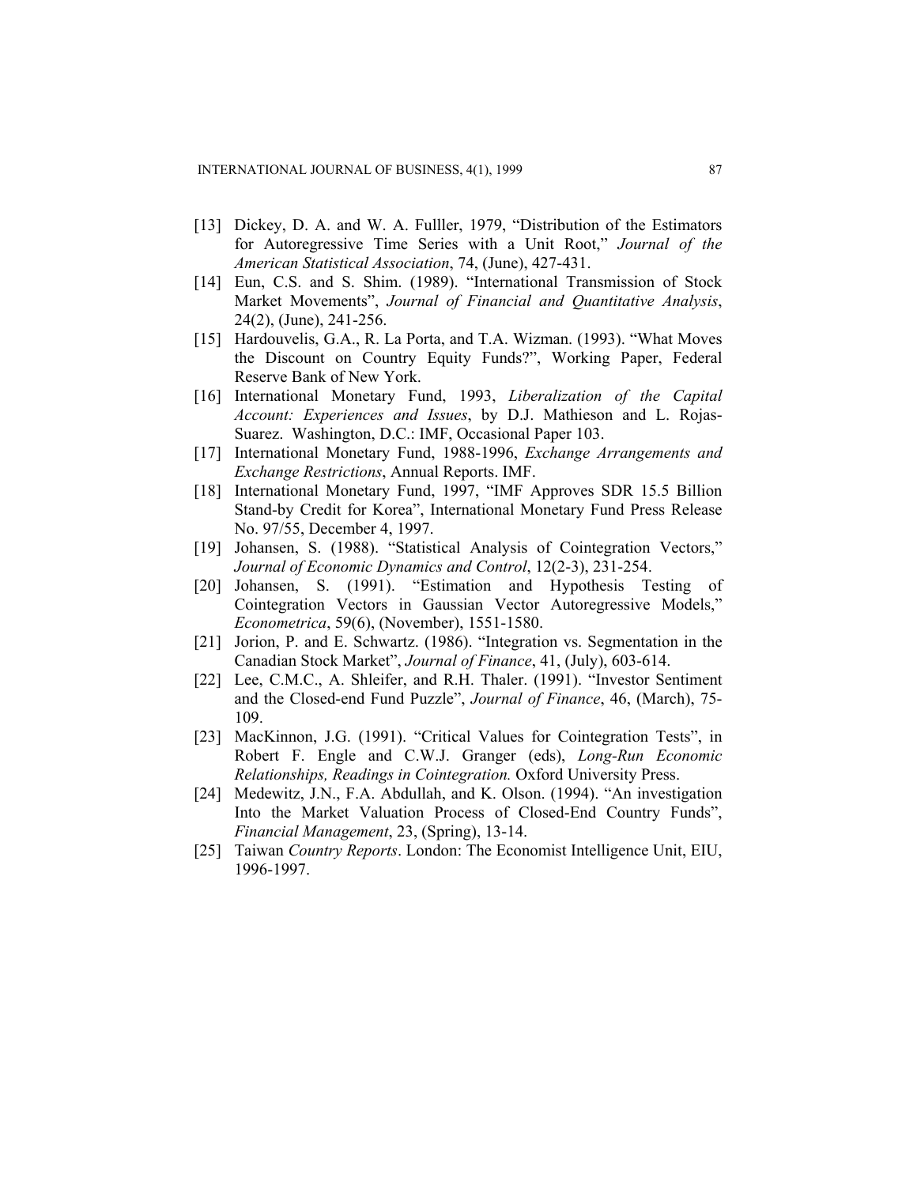[13] Dickey, D. A. and W. A. Fulller, 1979, "Distribution of the Estimators for Autoregressive Time Series with a Unit Root," *Journal of the American Statistical Association*, 74, (June), 427-431.

[14] Eun, C.S. and S. Shim. (1989). "International Transmission of Stock Market Movements", *Journal of Financial and Quantitative Analysis*, 24(2), (June), 241-256.

[15] Hardouvelis, G.A., R. La Porta, and T.A. Wizman. (1993). "What Moves the Discount on Country Equity Funds?", Working Paper, Federal Reserve Bank of New York.

[16] International Monetary Fund, 1993, *Liberalization of the Capital Account: Experiences and Issues*, by D.J. Mathieson and L. Rojas-Suarez. Washington, D.C.: IMF, Occasional Paper 103.

[17] International Monetary Fund, 1988-1996, *Exchange Arrangements and Exchange Restrictions*, Annual Reports. IMF.

[18] International Monetary Fund, 1997, "IMF Approves SDR 15.5 Billion Stand-by Credit for Korea", International Monetary Fund Press Release No. 97/55, December 4, 1997.

[19] Johansen, S. (1988). "Statistical Analysis of Cointegration Vectors," *Journal of Economic Dynamics and Control*, 12(2-3), 231-254.

[20] Johansen, S. (1991). "Estimation and Hypothesis Testing of Cointegration Vectors in Gaussian Vector Autoregressive Models," *Econometrica*, 59(6), (November), 1551-1580.

[21] Jorion, P. and E. Schwartz. (1986). "Integration vs. Segmentation in the Canadian Stock Market", *Journal of Finance*, 41, (July), 603-614.

[22] Lee, C.M.C., A. Shleifer, and R.H. Thaler. (1991). "Investor Sentiment and the Closed-end Fund Puzzle", *Journal of Finance*, 46, (March), 75-109.

[23] MacKinnon, J.G. (1991). "Critical Values for Cointegration Tests", in Robert F. Engle and C.W.J. Granger (eds), *Long-Run Economic Relationships, Readings in Cointegration.* Oxford University Press.

[24] Medewitz, J.N., F.A. Abdullah, and K. Olson. (1994). "An investigation Into the Market Valuation Process of Closed-End Country Funds", *Financial Management*, 23, (Spring), 13-14.

[25] Taiwan *Country Reports*. London: The Economist Intelligence Unit, EIU, 1996-1997.